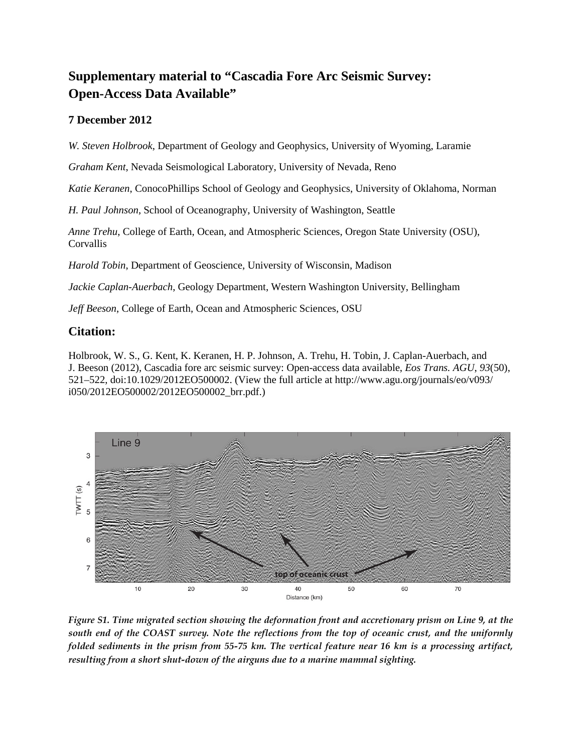# Supplementary material to "Cascadia Fore Arc Seismic Survey: Open-Access Data Available"

### 7 December 2012

*W. Steven Holbrook*, Department of Geology and Geophysics, University of Wyoming, Laramie

*Graham Kent*, Nevada Seismological Laboratory, University of Nevada, Reno

*Katie Keranen*, ConocoPhillips School of Geology and Geophysics, University of Oklahoma, Norman

*H. Paul Johnson*, School of Oceanography, University of Washington, Seattle

*Anne Trehu*, College of Earth, Ocean, and Atmospheric Sciences, Oregon State University (OSU), Corvallis

*Harold Tobin*, Department of Geoscience, University of Wisconsin, Madison

*Jackie Caplan-Auerbach*, Geology Department, Western Washington University, Bellingham

*Jeff Beeson*, College of Earth, Ocean and Atmospheric Sciences, OSU

## Citation:

Holbrook, W. S., G. Kent, K. Keranen, H. P. Johnson, A. Trehu, H. Tobin, J. Caplan-Auerbach, and J. Beeson (2012), Cascadia fore arc seismic survey: Open-access data available, *Eos Trans. AGU*, *93*(50), 521–522, doi:10.1029/2012EO500002. (View the full article at http://www.agu.org/journals/eo/v093/i050/2012EO500002/2012EO500002_brr.pdf.)

*Figure S1. Time migrated section showing the deformation front and accretionary prism on Line 9, at the south end of the COAST survey. Note the reflections from the top of oceanic crust, and the uniformly folded sediments in the prism from 55-75 km. The vertical feature near 16 km is a processing artifact, resulting from a short shut-down of the airguns due to a marine mammal sighting.*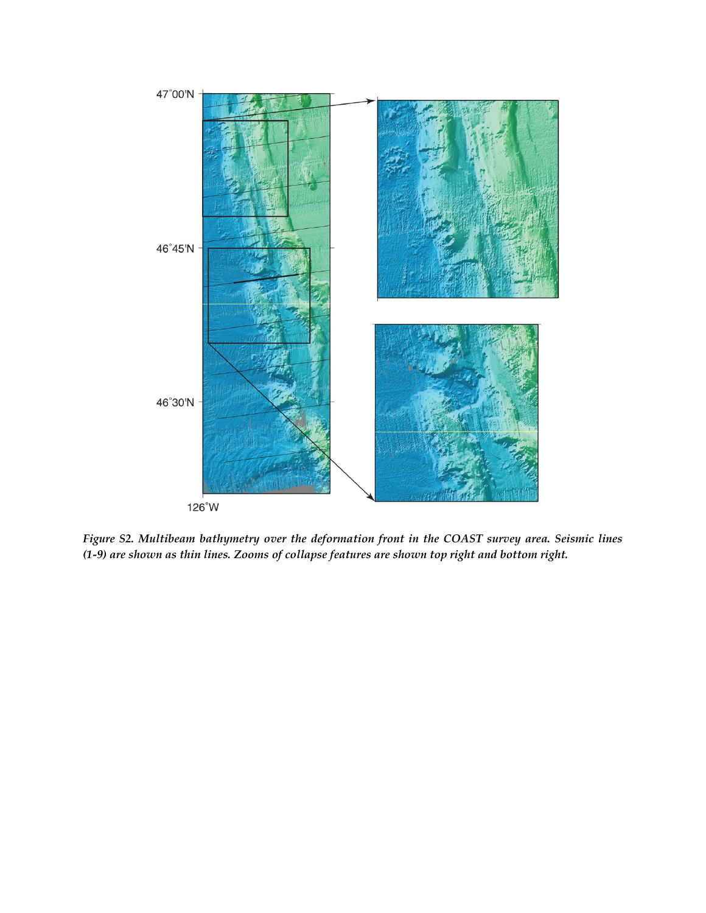47°00'N

46°45'N

46°30'N

126°W

*Figure S2. Multibeam bathymetry over the deformation front in the COAST survey area. Seismic lines (1-9) are shown as thin lines. Zooms of collapse features are shown top right and bottom right.*